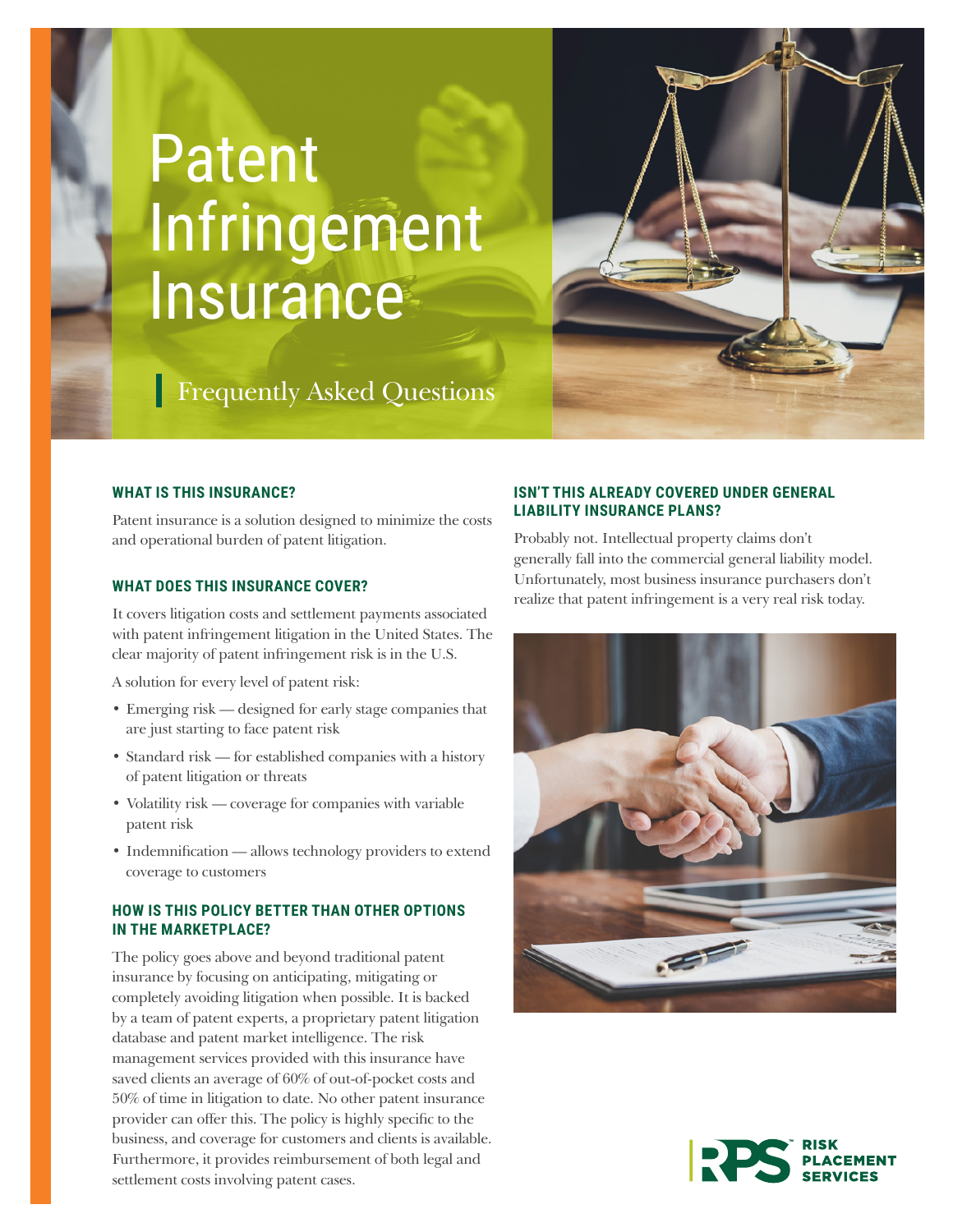# Patent Infringement Insurance

## Frequently Asked Questions

### WHAT IS THIS INSURANCE?

Patent insurance is a solution designed to minimize the costs and operational burden of patent litigation.

### WHAT DOES THIS INSURANCE COVER?

It covers litigation costs and settlement payments associated with patent infringement litigation in the United States. The clear majority of patent infringement risk is in the U.S.

A solution for every level of patent risk:

- Emerging risk — designed for early stage companies that are just starting to face patent risk
- Standard risk — for established companies with a history of patent litigation or threats
- Volatility risk — coverage for companies with variable patent risk
- Indemnification — allows technology providers to extend coverage to customers

### HOW IS THIS POLICY BETTER THAN OTHER OPTIONS IN THE MARKETPLACE?

The policy goes above and beyond traditional patent insurance by focusing on anticipating, mitigating or completely avoiding litigation when possible. It is backed by a team of patent experts, a proprietary patent litigation database and patent market intelligence. The risk management services provided with this insurance have saved clients an average of 60% of out-of-pocket costs and 50% of time in litigation to date. No other patent insurance provider can offer this. The policy is highly specific to the business, and coverage for customers and clients is available. Furthermore, it provides reimbursement of both legal and settlement costs involving patent cases.

### ISN'T THIS ALREADY COVERED UNDER GENERAL LIABILITY INSURANCE PLANS?

Probably not. Intellectual property claims don't generally fall into the commercial general liability model. Unfortunately, most business insurance purchasers don't realize that patent infringement is a very real risk today.

RPS™ RISK PLACEMENT SERVICES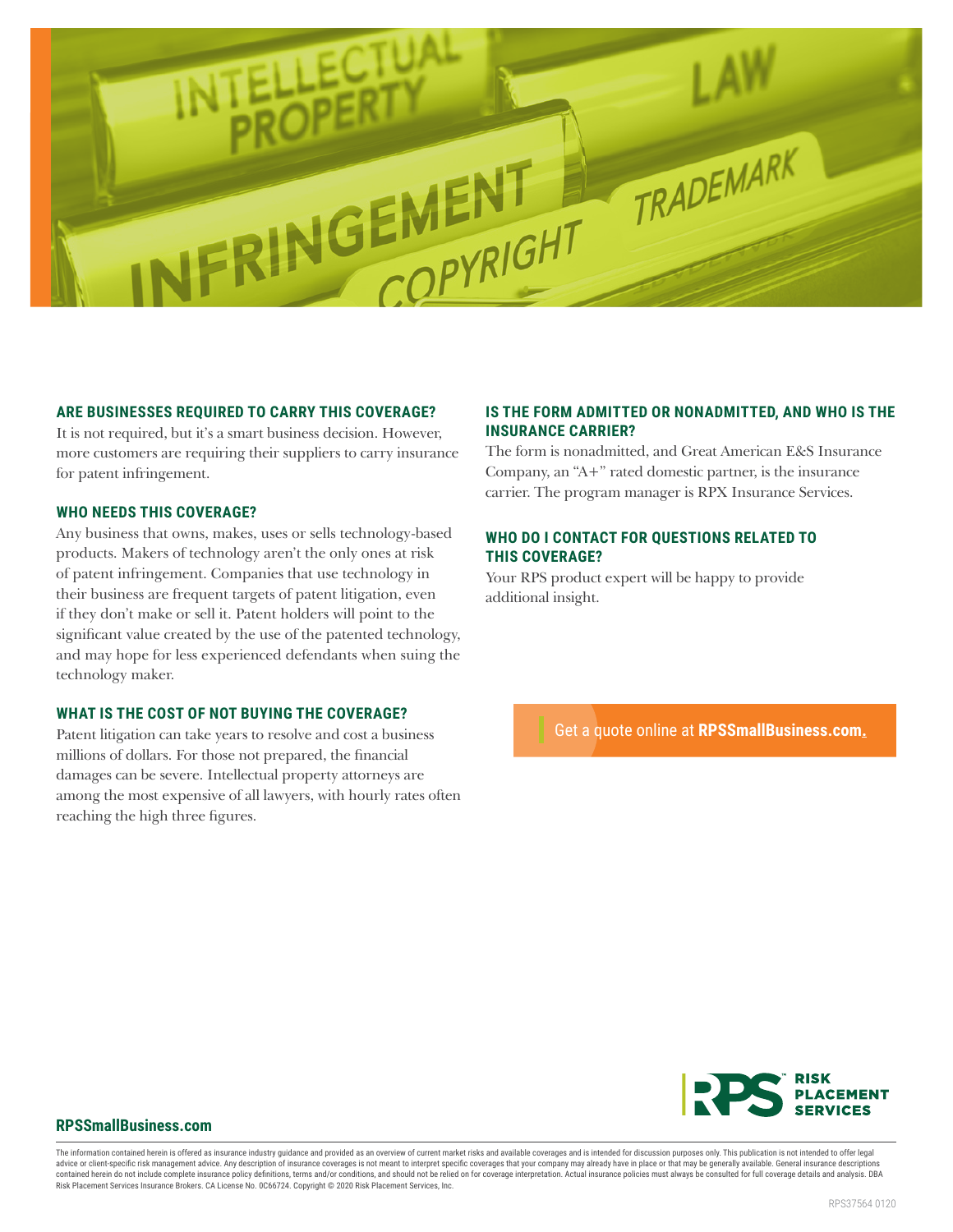### ARE BUSINESSES REQUIRED TO CARRY THIS COVERAGE?

It is not required, but it's a smart business decision. However, more customers are requiring their suppliers to carry insurance for patent infringement.

### WHO NEEDS THIS COVERAGE?

Any business that owns, makes, uses or sells technology-based products. Makers of technology aren't the only ones at risk of patent infringement. Companies that use technology in their business are frequent targets of patent litigation, even if they don't make or sell it. Patent holders will point to the significant value created by the use of the patented technology, and may hope for less experienced defendants when suing the technology maker.

### WHAT IS THE COST OF NOT BUYING THE COVERAGE?

Patent litigation can take years to resolve and cost a business millions of dollars. For those not prepared, the financial damages can be severe. Intellectual property attorneys are among the most expensive of all lawyers, with hourly rates often reaching the high three figures.

### IS THE FORM ADMITTED OR NONADMITTED, AND WHO IS THE INSURANCE CARRIER?

The form is nonadmitted, and Great American E&S Insurance Company, an "A+" rated domestic partner, is the insurance carrier. The program manager is RPX Insurance Services.

### WHO DO I CONTACT FOR QUESTIONS RELATED TO THIS COVERAGE?

Your RPS product expert will be happy to provide additional insight.

Get a quote online at **RPSSmallBusiness.com.**

**RPSSmallBusiness.com**

The information contained herein is offered as insurance industry guidance and provided as an overview of current market risks and available coverages and is intended for discussion purposes only. This publication is not intended to offer legal advice or client-specific risk management advice. Any description of insurance coverages is not meant to interpret specific coverages that your company may already have in place or that may be generally available. General insurance descriptions contained herein do not include complete insurance policy definitions, terms and/or conditions, and should not be relied on for coverage interpretation. Actual insurance policies must always be consulted for full coverage details and analysis. DBA Risk Placement Services Insurance Brokers. CA License No. 0C66724. Copyright © 2020 Risk Placement Services, Inc.

RPS37564 0120